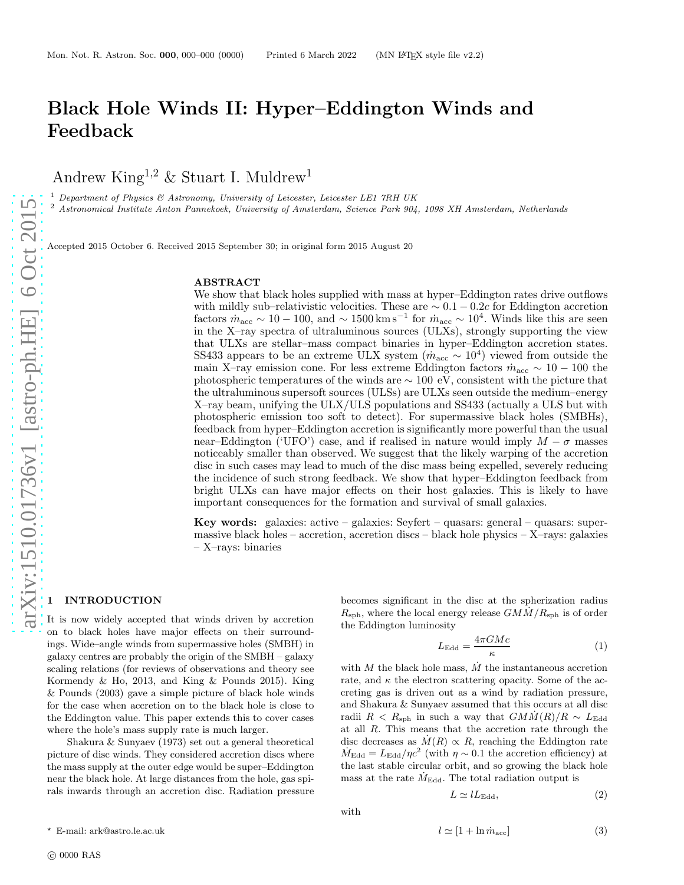# Black Hole Winds II: Hyper–Eddington Winds and Feedback

Andrew King[1,2] & Stuart I. Muldrew[1]

[1] *Department of Physics & Astronomy, University of Leicester, Leicester LE1 7RH UK*
[2] *Astronomical Institute Anton Pannekoek, University of Amsterdam, Science Park 904, 1098 XH Amsterdam, Netherlands*

Accepted 2015 October 6. Received 2015 September 30; in original form 2015 August 20

## ABSTRACT

We show that black holes supplied with mass at hyper–Eddington rates drive outflows with mildly sub–relativistic velocities. These are $\sim 0.1-0.2c$ for Eddington accretion factors $\dot{m}_{\rm acc} \sim 10-100$, and $\sim 1500\,{\rm km\,s^{-1}}$ for $\dot{m}_{\rm acc} \sim 10^4$. Winds like this are seen in the X–ray spectra of ultraluminous sources (ULXs), strongly supporting the view that ULXs are stellar–mass compact binaries in hyper–Eddington accretion states. SS433 appears to be an extreme ULX system ($\dot{m}_{\rm acc} \sim 10^4$) viewed from outside the main X–ray emission cone. For less extreme Eddington factors $\dot{m}_{\rm acc} \sim 10-100$ the photospheric temperatures of the winds are $\sim 100$ eV, consistent with the picture that the ultraluminous supersoft sources (ULSs) are ULXs seen outside the medium–energy X–ray beam, unifying the ULX/ULS populations and SS433 (actually a ULS but with photospheric emission too soft to detect). For supermassive black holes (SMBHs), feedback from hyper–Eddington accretion is significantly more powerful than the usual near–Eddington ('UFO') case, and if realised in nature would imply $M-\sigma$ masses noticeably smaller than observed. We suggest that the likely warping of the accretion disc in such cases may lead to much of the disc mass being expelled, severely reducing the incidence of such strong feedback. We show that hyper–Eddington feedback from bright ULXs can have major effects on their host galaxies. This is likely to have important consequences for the formation and survival of small galaxies.

**Key words:** galaxies: active – galaxies: Seyfert – quasars: general – quasars: supermassive black holes – accretion, accretion discs – black hole physics – X–rays: galaxies – X–rays: binaries

## 1 INTRODUCTION

It is now widely accepted that winds driven by accretion on to black holes have major effects on their surroundings. Wide–angle winds from supermassive holes (SMBH) in galaxy centres are probably the origin of the SMBH – galaxy scaling relations (for reviews of observations and theory see Kormendy & Ho, 2013, and King & Pounds 2015). King & Pounds (2003) gave a simple picture of black hole winds for the case when accretion on to the black hole is close to the Eddington value. This paper extends this to cover cases where the hole's mass supply rate is much larger.

Shakura & Sunyaev (1973) set out a general theoretical picture of disc winds. They considered accretion discs where the mass supply at the outer edge would be super–Eddington near the black hole. At large distances from the hole, gas spirals inwards through an accretion disc. Radiation pressure becomes significant in the disc at the spherization radius $R_{\rm sph}$, where the local energy release $GM\dot{M}/R_{\rm sph}$ is of order the Eddington luminosity

$$L_{\rm Edd} = \frac{4\pi GMc}{\kappa} \tag{1}$$

with $M$ the black hole mass, $\dot{M}$ the instantaneous accretion rate, and $\kappa$ the electron scattering opacity. Some of the accreting gas is driven out as a wind by radiation pressure, and Shakura & Sunyaev assumed that this occurs at all disc radii $R < R_{\rm sph}$ in such a way that $GM\dot{M}(R)/R \sim L_{\rm Edd}$ at all $R$. This means that the accretion rate through the disc decreases as $\dot{M}(R) \propto R$, reaching the Eddington rate $\dot{M}_{\rm Edd} = L_{\rm Edd}/\eta c^2$ (with $\eta \sim 0.1$ the accretion efficiency) at the last stable circular orbit, and so growing the black hole mass at the rate $\dot{M}_{\rm Edd}$. The total radiation output is

$$L \simeq lL_{\rm Edd}, \tag{2}$$

with

$$l \simeq [1 + \ln \dot{m}_{\rm acc}] \tag{3}$$

---

* E-mail: ark@astro.le.ac.uk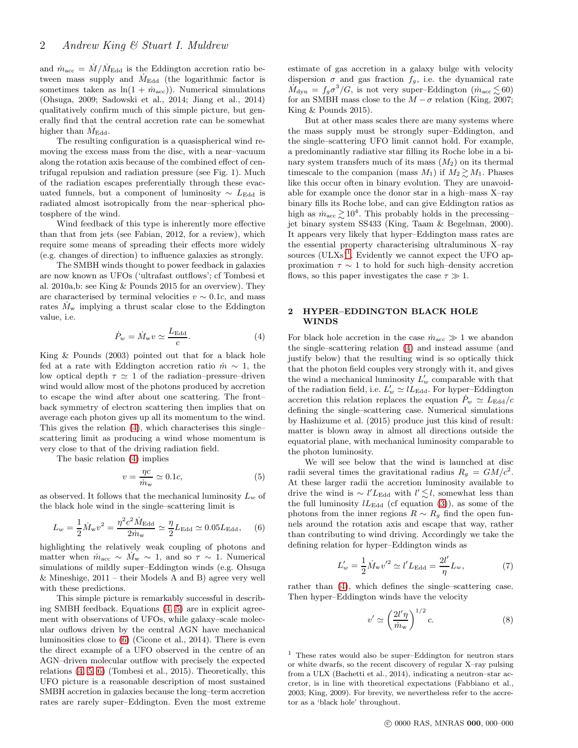and $\dot{m}_{\rm acc} = \dot{M}/\dot{M}_{\rm Edd}$ is the Eddington accretion ratio between mass supply and $\dot{M}_{\rm Edd}$ (the logarithmic factor is sometimes taken as $\ln(1 + \dot{m}_{\rm acc})$). Numerical simulations (Ohsuga, 2009; Sadowski et al., 2014; Jiang et al., 2014) qualitatively confirm much of this simple picture, but generally find that the central accretion rate can be somewhat higher than $\dot{M}_{\rm Edd}$.

The resulting configuration is a quasispherical wind removing the excess mass from the disc, with a near–vacuum along the rotation axis because of the combined effect of centrifugal repulsion and radiation pressure (see Fig. 1). Much of the radiation escapes preferentially through these evacuated funnels, but a component of luminosity $\sim L_{\rm Edd}$ is radiated almost isotropically from the near–spherical photosphere of the wind.

Wind feedback of this type is inherently more effective than that from jets (see Fabian, 2012, for a review), which require some means of spreading their effects more widely (e.g. changes of direction) to influence galaxies as strongly.

The SMBH winds thought to power feedback in galaxies are now known as UFOs ('ultrafast outflows'; cf Tombesi et al. 2010a,b: see King & Pounds 2015 for an overview). They are characterised by terminal velocities $v \sim 0.1c$, and mass rates $\dot{M}_{\rm w}$ implying a thrust scalar close to the Eddington value, i.e.

$$\dot{P}_w = \dot{M}_{\rm w} v \simeq \frac{L_{\rm Edd}}{c}. \quad (4)$$

King & Pounds (2003) pointed out that for a black hole fed at a rate with Eddington accretion ratio $\dot{m} \sim 1$, the low optical depth $\tau \simeq 1$ of the radiation–pressure–driven wind would allow most of the photons produced by accretion to escape the wind after about one scattering. The front–back symmetry of electron scattering then implies that on average each photon gives up all its momentum to the wind. This gives the relation (4), which characterises this single–scattering limit as producing a wind whose momentum is very close to that of the driving radiation field.

The basic relation (4) implies

$$v = \frac{\eta c}{\dot{m}_{\rm w}} \simeq 0.1c, \quad (5)$$

as observed. It follows that the mechanical luminosity $L_w$ of the black hole wind in the single–scattering limit is

$$L_w = \frac{1}{2}\dot{M}_{\rm w} v^2 = \frac{\eta^2 c^2 \dot{M}_{\rm Edd}}{2\dot{m}_{\rm w}} \simeq \frac{\eta}{2} L_{\rm Edd} \simeq 0.05 L_{\rm Edd}, \quad (6)$$

highlighting the relatively weak coupling of photons and matter when $\dot{m}_{\rm acc} \sim \dot{M}_{\rm w} \sim 1$, and so $\tau \sim 1$. Numerical simulations of mildly super–Eddington winds (e.g. Ohsuga & Mineshige, 2011 – their Models A and B) agree very well with these predictions.

This simple picture is remarkably successful in describing SMBH feedback. Equations (4, 5) are in explicit agreement with observations of UFOs, while galaxy–scale molecular ouflows driven by the central AGN have mechanical luminosities close to (6) (Cicone et al., 2014). There is even the direct example of a UFO observed in the centre of an AGN–driven molecular outflow with precisely the expected relations (4, 5, 6) (Tombesi et al., 2015). Theoretically, this UFO picture is a reasonable description of most sustained SMBH accretion in galaxies because the long–term accretion rates are rarely super–Eddington. Even the most extreme estimate of gas accretion in a galaxy bulge with velocity dispersion $\sigma$ and gas fraction $f_g$, i.e. the dynamical rate $\dot{M}_{\rm dyn} = f_g \sigma^3/G$, is not very super–Eddington ($\dot{m}_{\rm acc} \lesssim 60$) for an SMBH mass close to the $M - \sigma$ relation (King, 2007; King & Pounds 2015).

But at other mass scales there are many systems where the mass supply must be strongly super–Eddington, and the single–scattering UFO limit cannot hold. For example, a predominantly radiative star filling its Roche lobe in a binary system transfers much of its mass ($M_2$) on its thermal timescale to the companion (mass $M_1$) if $M_2 \gtrsim M_1$. Phases like this occur often in binary evolution. They are unavoidable for example once the donor star in a high–mass X–ray binary fills its Roche lobe, and can give Eddington ratios as high as $\dot{m}_{\rm acc} \gtrsim 10^4$. This probably holds in the precessing–jet binary system SS433 (King, Taam & Begelman, 2000). It appears very likely that hyper–Eddington mass rates are the essential property characterising ultraluminous X–ray sources (ULXs)[1]. Evidently we cannot expect the UFO approximation $\tau \sim 1$ to hold for such high–density accretion flows, so this paper investigates the case $\tau \gg 1$.

## 2 HYPER–EDDINGTON BLACK HOLE WINDS

For black hole accretion in the case $\dot{m}_{\rm acc} \gg 1$ we abandon the single–scattering relation (4) and instead assume (and justify below) that the resulting wind is so optically thick that the photon field couples very strongly with it, and gives the wind a mechanical luminosity $L'_w$ comparable with that of the radiation field, i.e. $L'_w \simeq l L_{\rm Edd}$. For hyper–Eddington accretion this relation replaces the equation $\dot{P}_w \simeq L_{\rm Edd}/c$ defining the single–scattering case. Numerical simulations by Hashizume et al. (2015) produce just this kind of result: matter is blown away in almost all directions outside the equatorial plane, with mechanical luminosity comparable to the photon luminosity.

We will see below that the wind is launched at disc radii several times the gravitational radius $R_g = GM/c^2$. At these larger radii the accretion luminosity available to drive the wind is $\sim l' L_{\rm Edd}$ with $l' \lesssim l$, somewhat less than the full luminosity $l L_{\rm Edd}$ (cf equation (3)), as some of the photons from the inner regions $R \sim R_g$ find the open funnels around the rotation axis and escape that way, rather than contributing to wind driving. Accordingly we take the defining relation for hyper–Eddington winds as

$$L'_w = \frac{1}{2}\dot{M}_{\rm w} v'^2 \simeq l' L_{\rm Edd} = \frac{2l'}{\eta} L_w, \quad (7)$$

rather than (4), which defines the single–scattering case. Then hyper–Eddington winds have the velocity

$$v' \simeq \left(\frac{2l'\eta}{\dot{m}_{\rm w}}\right)^{1/2} c. \quad (8)$$

[1] These rates would also be super–Eddington for neutron stars or white dwarfs, so the recent discovery of regular X–ray pulsing from a ULX (Bachetti et al., 2014), indicating a neutron–star accretor, is in line with theoretical expectations (Fabbiano et al., 2003; King, 2009). For brevity, we nevertheless refer to the accretor as a 'black hole' throughout.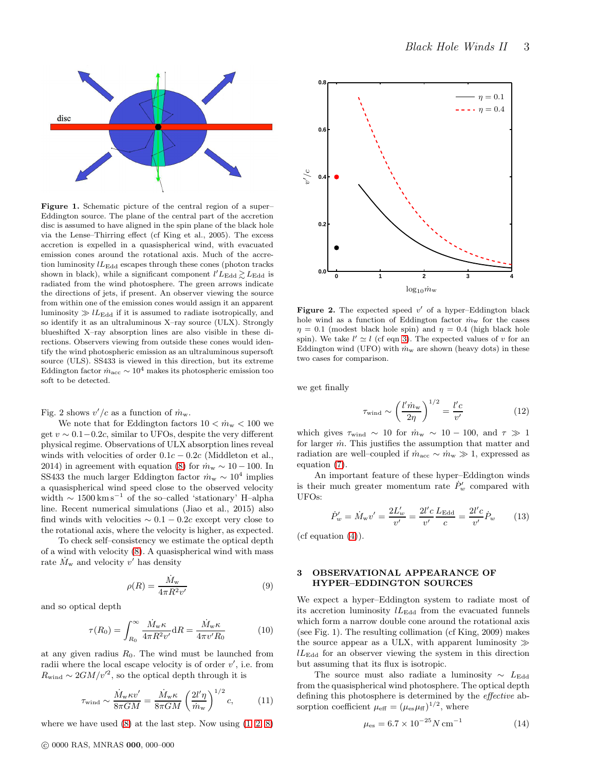**Figure 1.** Schematic picture of the central region of a super–Eddington source. The plane of the central part of the accretion disc is assumed to have aligned in the spin plane of the black hole via the Lense–Thirring effect (cf King et al., 2005). The excess accretion is expelled in a quasispherical wind, with evacuated emission cones around the rotational axis. Much of the accretion luminosity $lL_{\rm Edd}$ escapes through these cones (photon tracks shown in black), while a significant component $l'L_{\rm Edd} \gtrsim L_{\rm Edd}$ is radiated from the wind photosphere. The green arrows indicate the directions of jets, if present. An observer viewing the source from within one of the emission cones would assign it an apparent luminosity $\gg lL_{\rm Edd}$ if it is assumed to radiate isotropically, and so identify it as an ultraluminous X–ray source (ULX). Strongly blueshifted X–ray absorption lines are also visible in these directions. Observers viewing from outside these cones would identify the wind photospheric emission as an ultraluminous supersoft source (ULS). SS433 is viewed in this direction, but its extreme Eddington factor $\dot m_{\rm acc} \sim 10^4$ makes its photospheric emission too soft to be detected.

Fig. 2 shows $v'/c$ as a function of $\dot m_{\rm w}$.

We note that for Eddington factors $10 < \dot m_{\rm w} < 100$ we get $v \sim 0.1 - 0.2c$, similar to UFOs, despite the very different physical regime. Observations of ULX absorption lines reveal winds with velocities of order $0.1c - 0.2c$ (Middleton et al., 2014) in agreement with equation (8) for $\dot m_{\rm w} \sim 10 - 100$. In SS433 the much larger Eddington factor $\dot m_{\rm w} \sim 10^4$ implies a quasispherical wind speed close to the observed velocity width $\sim 1500\,{\rm km\,s^{-1}}$ of the so–called 'stationary' H–alpha line. Recent numerical simulations (Jiao et al., 2015) also find winds with velocities $\sim 0.1 - 0.2c$ except very close to the rotational axis, where the velocity is higher, as expected.

To check self–consistency we estimate the optical depth of a wind with velocity (8). A quasispherical wind with mass rate $\dot M_{\rm w}$ and velocity $v'$ has density

$$\rho(R) = \frac{\dot M_{\rm w}}{4\pi R^2 v'} \tag{9}$$

and so optical depth

$$\tau(R_0) = \int_{R_0}^{\infty} \frac{\dot M_{\rm w}\kappa}{4\pi R^2 v'}{\rm d}R = \frac{\dot M_{\rm w}\kappa}{4\pi v' R_0} \tag{10}$$

at any given radius $R_0$. The wind must be launched from radii where the local escape velocity is of order $v'$, i.e. from $R_{\rm wind} \sim 2GM/v'^2$, so the optical depth through it is

$$\tau_{\rm wind} \sim \frac{\dot M_{\rm w}\kappa v'}{8\pi GM} = \frac{\dot M_{\rm w}\kappa}{8\pi GM}\left(\frac{2l'\eta}{\dot m_{\rm w}}\right)^{1/2} c, \tag{11}$$

where we have used (8) at the last step. Now using (1, 2, 8)

**Figure 2.** The expected speed $v'$ of a hyper–Eddington black hole wind as a function of Eddington factor $\dot m_{\rm w}$ for the cases $\eta = 0.1$ (modest black hole spin) and $\eta = 0.4$ (high black hole spin). We take $l' \simeq l$ (cf eqn 3). The expected values of $v$ for an Eddington wind (UFO) with $\dot m_{\rm w}$ are shown (heavy dots) in these two cases for comparison.

we get finally

$$\tau_{\rm wind} \sim \left(\frac{l'\dot m_{\rm w}}{2\eta}\right)^{1/2} = \frac{l'c}{v'} \tag{12}$$

which gives $\tau_{\rm wind} \sim 10$ for $\dot m_{\rm w} \sim 10 - 100$, and $\tau \gg 1$ for larger $\dot m$. This justifies the assumption that matter and radiation are well–coupled if $\dot m_{\rm acc} \sim \dot m_{\rm w} \gg 1$, expressed as equation (7).

An important feature of these hyper–Eddington winds is their much greater momentum rate $\dot P'_w$ compared with UFOs:

$$\dot P'_w = \dot M_{\rm w} v' = \frac{2L'_w}{v'} = \frac{2l'c}{v'}\frac{L_{\rm Edd}}{c} = \frac{2l'c}{v'}\dot P_w \tag{13}$$

(cf equation (4)).

## 3 OBSERVATIONAL APPEARANCE OF HYPER–EDDINGTON SOURCES

We expect a hyper–Eddington system to radiate most of its accretion luminosity $lL_{\rm Edd}$ from the evacuated funnels which form a narrow double cone around the rotational axis (see Fig. 1). The resulting collimation (cf King, 2009) makes the source appear as a ULX, with apparent luminosity $\gg lL_{\rm Edd}$ for an observer viewing the system in this direction but assuming that its flux is isotropic.

The source must also radiate a luminosity $\sim L_{\rm Edd}$ from the quasispherical wind photosphere. The optical depth defining this photosphere is determined by the *effective* absorption coefficient $\mu_{\rm eff} = (\mu_{\rm es}\mu_{\rm ff})^{1/2}$, where

$$\mu_{\rm es} = 6.7 \times 10^{-25} N\,{\rm cm}^{-1} \tag{14}$$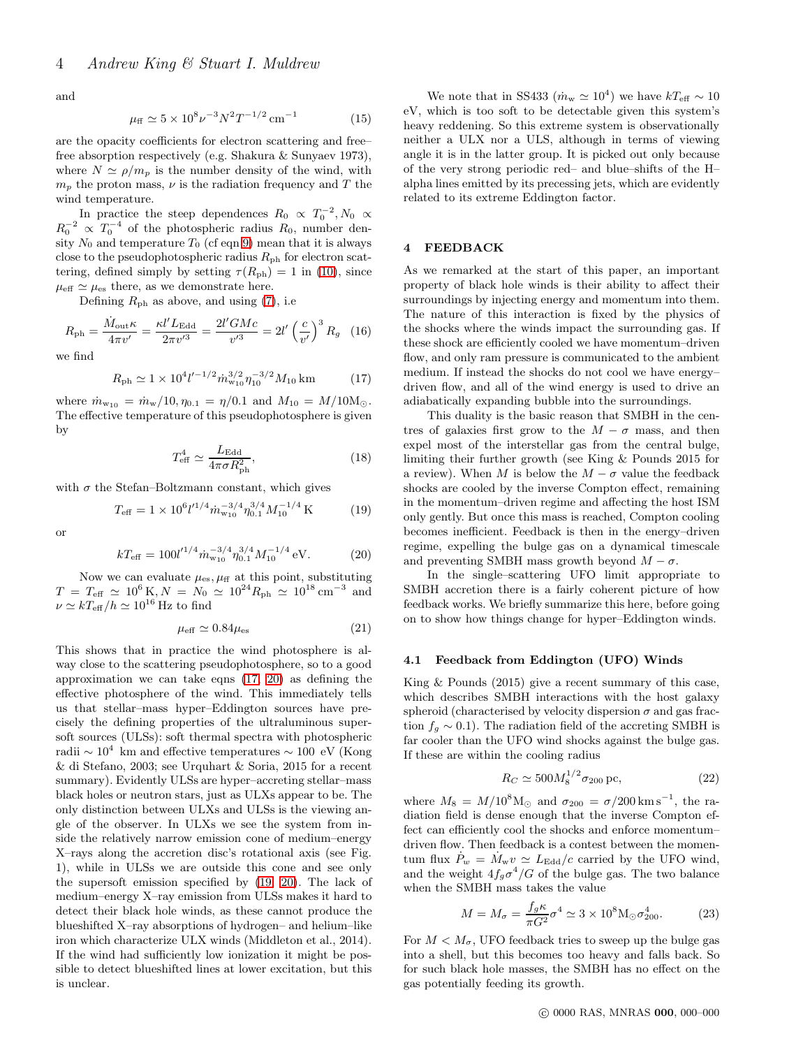and

$$\mu_{\rm ff} \simeq 5 \times 10^{8} \nu^{-3} N^{2} T^{-1/2}\,{\rm cm}^{-1} \tag{15}$$

are the opacity coefficients for electron scattering and free–free absorption respectively (e.g. Shakura & Sunyaev 1973), where $N \simeq \rho/m_p$ is the number density of the wind, with $m_p$ the proton mass, $\nu$ is the radiation frequency and $T$ the wind temperature.

In practice the steep dependences $R_0 \propto T_0^{-2}, N_0 \propto R_0^{-2} \propto T_0^{-4}$ of the photospheric radius $R_0$, number density $N_0$ and temperature $T_0$ (cf eqn 9) mean that it is always close to the pseudophotospheric radius $R_{\rm ph}$ for electron scattering, defined simply by setting $\tau(R_{\rm ph}) = 1$ in (10), since $\mu_{\rm eff} \simeq \mu_{\rm es}$ there, as we demonstrate here.

Defining $R_{\rm ph}$ as above, and using (7), i.e

$$R_{\rm ph} = \frac{\dot M_{\rm out}\kappa}{4\pi v'} = \frac{\kappa l' L_{\rm Edd}}{2\pi v'^3} = \frac{2l' GMc}{v'^3} = 2l'\left(\frac{c}{v'}\right)^3 R_g \tag{16}$$

we find

$$R_{\rm ph} \simeq 1 \times 10^4 l'^{-1/2} \dot m_{\rm w_{10}}^{3/2} \eta_{10}^{-3/2} M_{10}\,{\rm km} \tag{17}$$

where $\dot m_{\rm w_{10}} = \dot m_{\rm w}/10, \eta_{0.1} = \eta/0.1$ and $M_{10} = M/10{\rm M_\odot}$. The effective temperature of this pseudophotosphere is given by

$$T_{\rm eff}^4 \simeq \frac{L_{\rm Edd}}{4\pi\sigma R_{\rm ph}^2}, \tag{18}$$

with $\sigma$ the Stefan–Boltzmann constant, which gives

$$T_{\rm eff} = 1 \times 10^6 l'^{1/4} \dot m_{\rm w_{10}}^{-3/4} \eta_{0.1}^{3/4} M_{10}^{-1/4}\,{\rm K} \tag{19}$$

or

$$kT_{\rm eff} = 100 l'^{1/4} \dot m_{\rm w_{10}}^{-3/4} \eta_{0.1}^{3/4} M_{10}^{-1/4}\,{\rm eV}. \tag{20}$$

Now we can evaluate $\mu_{\rm es}, \mu_{\rm ff}$ at this point, substituting $T = T_{\rm eff} \simeq 10^6\,{\rm K}, N = N_0 \simeq 10^{24} R_{\rm ph} \simeq 10^{18}\,{\rm cm}^{-3}$ and $\nu \simeq kT_{\rm eff}/h \simeq 10^{16}$ Hz to find

$$\mu_{\rm eff} \simeq 0.84 \mu_{\rm es} \tag{21}$$

This shows that in practice the wind photosphere is alway close to the scattering pseudophotosphere, so to a good approximation we can take eqns (17, 20) as defining the effective photosphere of the wind. This immediately tells us that stellar–mass hyper–Eddington sources have precisely the defining properties of the ultraluminous supersoft sources (ULSs): soft thermal spectra with photospheric radii $\sim 10^4$ km and effective temperatures $\sim 100$ eV (Kong & di Stefano, 2003; see Urquhart & Soria, 2015 for a recent summary). Evidently ULSs are hyper–accreting stellar–mass black holes or neutron stars, just as ULXs appear to be. The only distinction between ULXs and ULSs is the viewing angle of the observer. In ULXs we see the system from inside the relatively narrow emission cone of medium–energy X–rays along the accretion disc's rotational axis (see Fig. 1), while in ULSs we are outside this cone and see only the supersoft emission specified by (19, 20). The lack of medium–energy X–ray emission from ULSs makes it hard to detect their black hole winds, as these cannot produce the blueshifted X–ray absorptions of hydrogen– and helium–like iron which characterize ULX winds (Middleton et al., 2014). If the wind had sufficiently low ionization it might be possible to detect blueshifted lines at lower excitation, but this is unclear.

We note that in SS433 ($\dot m_{\rm w} \simeq 10^4$) we have $kT_{\rm eff} \sim 10$ eV, which is too soft to be detectable given this system's heavy reddening. So this extreme system is observationally neither a ULX nor a ULS, although in terms of viewing angle it is in the latter group. It is picked out only because of the very strong periodic red– and blue–shifts of the H–alpha lines emitted by its precessing jets, which are evidently related to its extreme Eddington factor.

## 4 FEEDBACK

As we remarked at the start of this paper, an important property of black hole winds is their ability to affect their surroundings by injecting energy and momentum into them. The nature of this interaction is fixed by the physics of the shocks where the winds impact the surrounding gas. If these shock are efficiently cooled we have momentum–driven flow, and only ram pressure is communicated to the ambient medium. If instead the shocks do not cool we have energy–driven flow, and all of the wind energy is used to drive an adiabatically expanding bubble into the surroundings.

This duality is the basic reason that SMBH in the centres of galaxies first grow to the $M - \sigma$ mass, and then expel most of the interstellar gas from the central bulge, limiting their further growth (see King & Pounds 2015 for a review). When $M$ is below the $M - \sigma$ value the feedback shocks are cooled by the inverse Compton effect, remaining in the momentum–driven regime and affecting the host ISM only gently. But once this mass is reached, Compton cooling becomes inefficient. Feedback is then in the energy–driven regime, expelling the bulge gas on a dynamical timescale and preventing SMBH mass growth beyond $M - \sigma$.

In the single–scattering UFO limit appropriate to SMBH accretion there is a fairly coherent picture of how feedback works. We briefly summarize this here, before going on to show how things change for hyper–Eddington winds.

### 4.1 Feedback from Eddington (UFO) Winds

King & Pounds (2015) give a recent summary of this case, which describes SMBH interactions with the host galaxy spheroid (characterised by velocity dispersion $\sigma$ and gas fraction $f_g \sim 0.1$). The radiation field of the accreting SMBH is far cooler than the UFO wind shocks against the bulge gas. If these are within the cooling radius

$$R_C \simeq 500 M_8^{1/2} \sigma_{200}\,{\rm pc}, \tag{22}$$

where $M_8 = M/10^8{\rm M_\odot}$ and $\sigma_{200} = \sigma/200\,{\rm km\,s^{-1}}$, the radiation field is dense enough that the inverse Compton effect can efficiently cool the shocks and enforce momentum–driven flow. Then feedback is a contest between the momentum flux $\dot P_w = \dot M_{\rm w} v \simeq L_{\rm Edd}/c$ carried by the UFO wind, and the weight $4 f_g \sigma^4/G$ of the bulge gas. The two balance when the SMBH mass takes the value

$$M = M_\sigma = \frac{f_g \kappa}{\pi G^2}\sigma^4 \simeq 3 \times 10^8 {\rm M_\odot} \sigma_{200}^4. \tag{23}$$

For $M < M_\sigma$, UFO feedback tries to sweep up the bulge gas into a shell, but this becomes too heavy and falls back. So for such black hole masses, the SMBH has no effect on the gas potentially feeding its growth.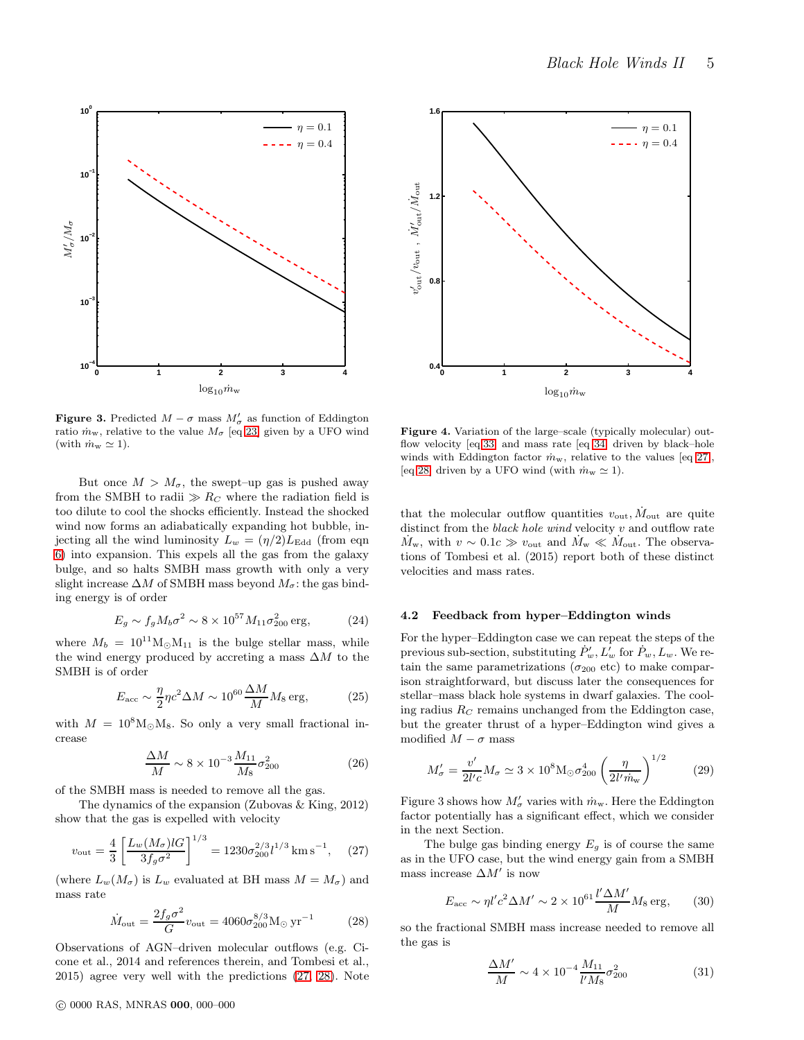**Figure 3.** Predicted $M-\sigma$ mass $M'_\sigma$ as function of Eddington ratio $\dot{m}_{\rm w}$, relative to the value $M_\sigma$ [eq 23] given by a UFO wind (with $\dot{m}_{\rm w} \simeq 1$).

**Figure 4.** Variation of the large–scale (typically molecular) outflow velocity [eq 33] and mass rate [eq 34] driven by black–hole winds with Eddington factor $\dot{m}_{\rm w}$, relative to the values [eq 27], [eq 28] driven by a UFO wind (with $\dot{m}_{\rm w} \simeq 1$).

But once $M > M_\sigma$, the swept–up gas is pushed away from the SMBH to radii $\gg R_C$ where the radiation field is too dilute to cool the shocks efficiently. Instead the shocked wind now forms an adiabatically expanding hot bubble, injecting all the wind luminosity $L_w = (\eta/2)L_{\rm Edd}$ (from eqn 6) into expansion. This expels all the gas from the galaxy bulge, and so halts SMBH mass growth with only a very slight increase $\Delta M$ of SMBH mass beyond $M_\sigma$: the gas binding energy is of order

$$E_g \sim f_g M_b \sigma^2 \sim 8\times 10^{57} M_{11}\sigma_{200}^2\,{\rm erg}, \qquad (24)$$

where $M_b = 10^{11}{\rm M_\odot}M_{11}$ is the bulge stellar mass, while the wind energy produced by accreting a mass $\Delta M$ to the SMBH is of order

$$E_{\rm acc} \sim \frac{\eta}{2}\eta c^2 \Delta M \sim 10^{60}\frac{\Delta M}{M}M_8\,{\rm erg}, \qquad (25)$$

with $M = 10^8{\rm M_\odot}{\rm M_8}$. So only a very small fractional increase

$$\frac{\Delta M}{M} \sim 8\times 10^{-3}\frac{M_{11}}{M_8}\sigma_{200}^2 \qquad (26)$$

of the SMBH mass is needed to remove all the gas.

The dynamics of the expansion (Zubovas & King, 2012) show that the gas is expelled with velocity

$$v_{\rm out} = \frac{4}{3}\left[\frac{L_w(M_\sigma)lG}{3f_g\sigma^2}\right]^{1/3} = 1230\sigma_{200}^{2/3}l^{1/3}\,{\rm km\,s^{-1}}, \qquad (27)$$

(where $L_w(M_\sigma)$ is $L_w$ evaluated at BH mass $M = M_\sigma$) and mass rate

$$\dot{M}_{\rm out} = \frac{2f_g\sigma^2}{G}v_{\rm out} = 4060\sigma_{200}^{8/3}{\rm M_\odot\,yr^{-1}} \qquad (28)$$

Observations of AGN–driven molecular outflows (e.g. Cicone et al., 2014 and references therein, and Tombesi et al., 2015) agree very well with the predictions (27, 28). Note that the molecular outflow quantities $v_{\rm out}, \dot{M}_{\rm out}$ are quite distinct from the *black hole wind* velocity $v$ and outflow rate $\dot{M}_{\rm w}$, with $v \sim 0.1c \gg v_{\rm out}$ and $\dot{M}_{\rm w} \ll \dot{M}_{\rm out}$. The observations of Tombesi et al. (2015) report both of these distinct velocities and mass rates.

### 4.2 Feedback from hyper–Eddington winds

For the hyper–Eddington case we can repeat the steps of the previous sub-section, substituting $\dot{P}'_w, L'_w$ for $\dot{P}_w, L_w$. We retain the same parametrizations ($\sigma_{200}$ etc) to make comparison straightforward, but discuss later the consequences for stellar–mass black hole systems in dwarf galaxies. The cooling radius $R_C$ remains unchanged from the Eddington case, but the greater thrust of a hyper–Eddington wind gives a modified $M-\sigma$ mass

$$M'_\sigma = \frac{v'}{2l'c}M_\sigma \simeq 3\times 10^8{\rm M_\odot}\sigma_{200}^4\left(\frac{\eta}{2l'\dot{m}_{\rm w}}\right)^{1/2} \qquad (29)$$

Figure 3 shows how $M'_\sigma$ varies with $\dot{m}_{\rm w}$. Here the Eddington factor potentially has a significant effect, which we consider in the next Section.

The bulge gas binding energy $E_g$ is of course the same as in the UFO case, but the wind energy gain from a SMBH mass increase $\Delta M'$ is now

$$E_{\rm acc} \sim \eta l' c^2 \Delta M' \sim 2\times 10^{61}\frac{l'\Delta M'}{M}M_8\,{\rm erg}, \qquad (30)$$

so the fractional SMBH mass increase needed to remove all the gas is

$$\frac{\Delta M'}{M} \sim 4\times 10^{-4}\frac{M_{11}}{l'M_8}\sigma_{200}^2 \qquad (31)$$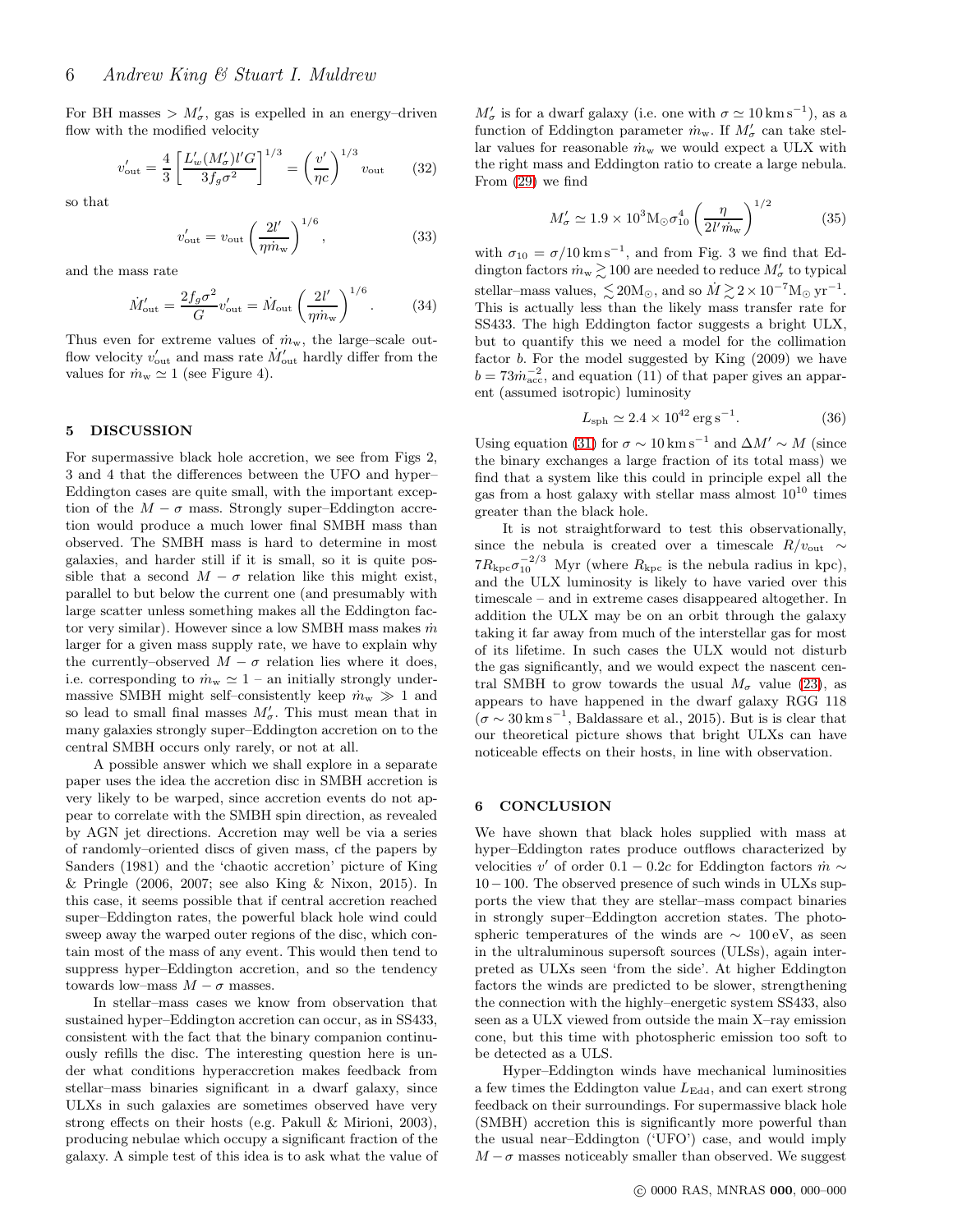For BH masses $> M'_\sigma$, gas is expelled in an energy–driven flow with the modified velocity

$$v'_{\rm out} = \frac{4}{3}\left[\frac{L'_w(M'_\sigma) l' G}{3 f_g \sigma^2}\right]^{1/3} = \left(\frac{v'}{\eta c}\right)^{1/3} v_{\rm out} \qquad (32)$$

so that

$$v'_{\rm out} = v_{\rm out}\left(\frac{2l'}{\eta \dot{m}_{\rm w}}\right)^{1/6}, \qquad (33)$$

and the mass rate

$$\dot{M}'_{\rm out} = \frac{2 f_g \sigma^2}{G} v'_{\rm out} = \dot{M}_{\rm out}\left(\frac{2l'}{\eta \dot{m}_{\rm w}}\right)^{1/6}. \qquad (34)$$

Thus even for extreme values of $\dot{m}_{\rm w}$, the large–scale outflow velocity $v'_{\rm out}$ and mass rate $\dot{M}'_{\rm out}$ hardly differ from the values for $\dot{m}_{\rm w} \simeq 1$ (see Figure 4).

## 5 DISCUSSION

For supermassive black hole accretion, we see from Figs 2, 3 and 4 that the differences between the UFO and hyper–Eddington cases are quite small, with the important exception of the $M - \sigma$ mass. Strongly super–Eddington accretion would produce a much lower final SMBH mass than observed. The SMBH mass is hard to determine in most galaxies, and harder still if it is small, so it is quite possible that a second $M - \sigma$ relation like this might exist, parallel to but below the current one (and presumably with large scatter unless something makes all the Eddington factor very similar). However since a low SMBH mass makes $\dot{m}$ larger for a given mass supply rate, we have to explain why the currently–observed $M - \sigma$ relation lies where it does, i.e. corresponding to $\dot{m}_{\rm w} \simeq 1$ – an initially strongly under-massive SMBH might self–consistently keep $\dot{m}_{\rm w} \gg 1$ and so lead to small final masses $M'_\sigma$. This must mean that in many galaxies strongly super–Eddington accretion on to the central SMBH occurs only rarely, or not at all.

A possible answer which we shall explore in a separate paper uses the idea the accretion disc in SMBH accretion is very likely to be warped, since accretion events do not appear to correlate with the SMBH spin direction, as revealed by AGN jet directions. Accretion may well be via a series of randomly–oriented discs of given mass, cf the papers by Sanders (1981) and the 'chaotic accretion' picture of King & Pringle (2006, 2007; see also King & Nixon, 2015). In this case, it seems possible that if central accretion reached super–Eddington rates, the powerful black hole wind could sweep away the warped outer regions of the disc, which contain most of the mass of any event. This would then tend to suppress hyper–Eddington accretion, and so the tendency towards low–mass $M - \sigma$ masses.

In stellar–mass cases we know from observation that sustained hyper–Eddington accretion can occur, as in SS433, consistent with the fact that the binary companion continuously refills the disc. The interesting question here is under what conditions hyperaccretion makes feedback from stellar–mass binaries significant in a dwarf galaxy, since ULXs in such galaxies are sometimes observed have very strong effects on their hosts (e.g. Pakull & Mirioni, 2003), producing nebulae which occupy a significant fraction of the galaxy. A simple test of this idea is to ask what the value of $M'_\sigma$ is for a dwarf galaxy (i.e. one with $\sigma \simeq 10\,{\rm km\,s^{-1}}$), as a function of Eddington parameter $\dot{m}_{\rm w}$. If $M'_\sigma$ can take stellar values for reasonable $\dot{m}_{\rm w}$ we would expect a ULX with the right mass and Eddington ratio to create a large nebula. From (29) we find

$$M'_\sigma \simeq 1.9 \times 10^3 {\rm M_\odot} \sigma_{10}^4 \left(\frac{\eta}{2l' \dot{m}_{\rm w}}\right)^{1/2} \qquad (35)$$

with $\sigma_{10} = \sigma/10\,{\rm km\,s^{-1}}$, and from Fig. 3 we find that Eddington factors $\dot{m}_{\rm w} \gtrsim 100$ are needed to reduce $M'_\sigma$ to typical stellar–mass values, $\lesssim 20{\rm M_\odot}$, and so $\dot{M} \gtrsim 2 \times 10^{-7} {\rm M_\odot\,yr^{-1}}$. This is actually less than the likely mass transfer rate for SS433. The high Eddington factor suggests a bright ULX, but to quantify this we need a model for the collimation factor $b$. For the model suggested by King (2009) we have $b = 73\dot{m}_{\rm acc}^{-2}$, and equation (11) of that paper gives an apparent (assumed isotropic) luminosity

$$L_{\rm sph} \simeq 2.4 \times 10^{42}\,{\rm erg\,s^{-1}}. \qquad (36)$$

Using equation (31) for $\sigma \sim 10\,{\rm km\,s^{-1}}$ and $\Delta M' \sim M$ (since the binary exchanges a large fraction of its total mass) we find that a system like this could in principle expel all the gas from a host galaxy with stellar mass almost $10^{10}$ times greater than the black hole.

It is not straightforward to test this observationally, since the nebula is created over a timescale $R/v_{\rm out} \sim 7R_{\rm kpc}\sigma_{10}^{-2/3}$ Myr (where $R_{\rm kpc}$ is the nebula radius in kpc), and the ULX luminosity is likely to have varied over this timescale – and in extreme cases disappeared altogether. In addition the ULX may be on an orbit through the galaxy taking it far away from much of the interstellar gas for most of its lifetime. In such cases the ULX would not disturb the gas significantly, and we would expect the nascent central SMBH to grow towards the usual $M_\sigma$ value (23), as appears to have happened in the dwarf galaxy RGG 118 ($\sigma \sim 30\,{\rm km\,s^{-1}}$, Baldassare et al., 2015). But is is clear that our theoretical picture shows that bright ULXs can have noticeable effects on their hosts, in line with observation.

## 6 CONCLUSION

We have shown that black holes supplied with mass at hyper–Eddington rates produce outflows characterized by velocities $v'$ of order $0.1 - 0.2c$ for Eddington factors $\dot{m} \sim 10 - 100$. The observed presence of such winds in ULXs supports the view that they are stellar–mass compact binaries in strongly super–Eddington accretion states. The photospheric temperatures of the winds are $\sim 100\,{\rm eV}$, as seen in the ultraluminous supersoft sources (ULSs), again interpreted as ULXs seen 'from the side'. At higher Eddington factors the winds are predicted to be slower, strengthening the connection with the highly–energetic system SS433, also seen as a ULX viewed from outside the main X–ray emission cone, but this time with photospheric emission too soft to be detected as a ULS.

Hyper–Eddington winds have mechanical luminosities a few times the Eddington value $L_{\rm Edd}$, and can exert strong feedback on their surroundings. For supermassive black hole (SMBH) accretion this is significantly more powerful than the usual near–Eddington ('UFO') case, and would imply $M - \sigma$ masses noticeably smaller than observed. We suggest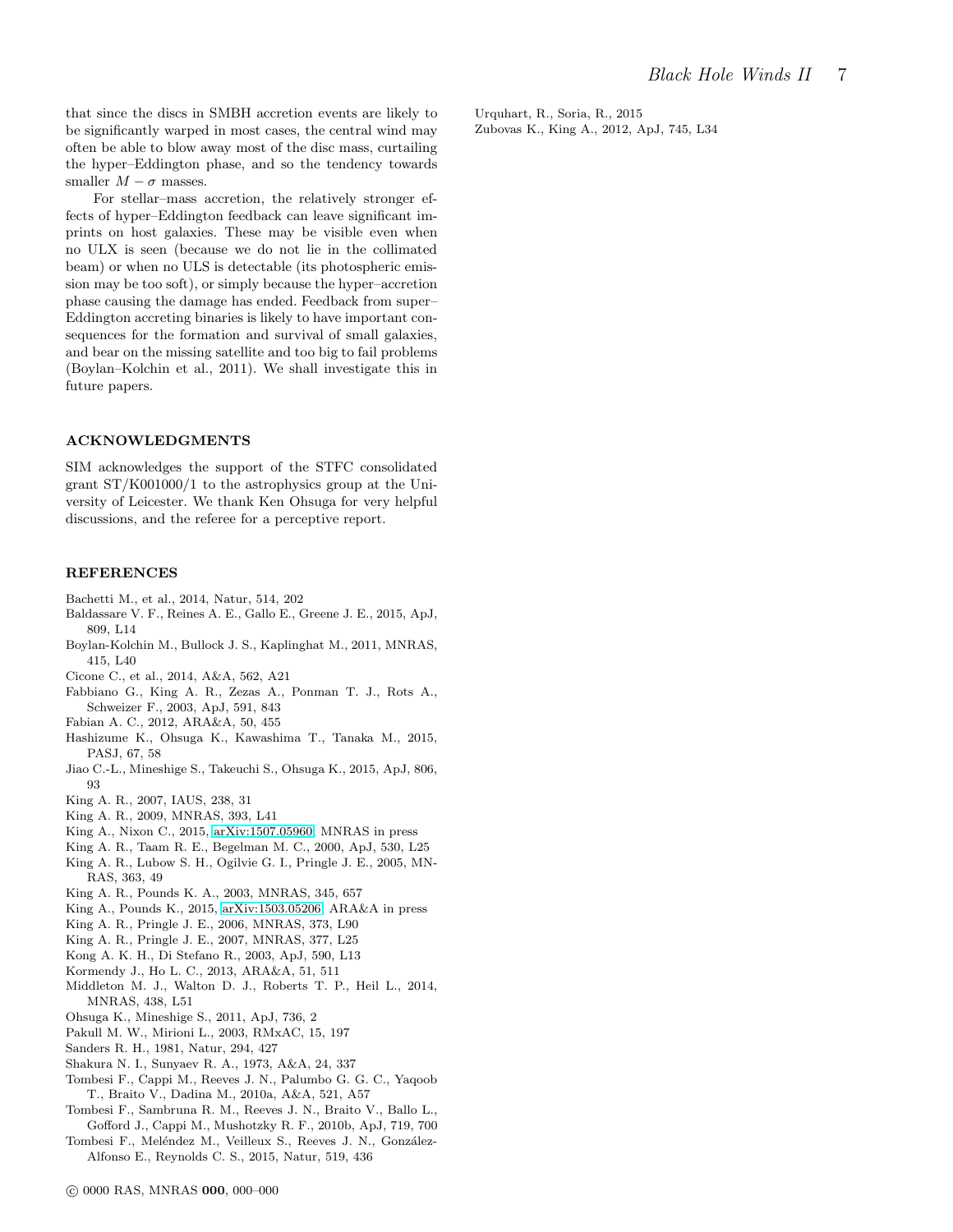that since the discs in SMBH accretion events are likely to be significantly warped in most cases, the central wind may often be able to blow away most of the disc mass, curtailing the hyper–Eddington phase, and so the tendency towards smaller $M - \sigma$ masses.

For stellar–mass accretion, the relatively stronger effects of hyper–Eddington feedback can leave significant imprints on host galaxies. These may be visible even when no ULX is seen (because we do not lie in the collimated beam) or when no ULS is detectable (its photospheric emission may be too soft), or simply because the hyper–accretion phase causing the damage has ended. Feedback from super–Eddington accreting binaries is likely to have important consequences for the formation and survival of small galaxies, and bear on the missing satellite and too big to fail problems (Boylan–Kolchin et al., 2011). We shall investigate this in future papers.

## ACKNOWLEDGMENTS

SIM acknowledges the support of the STFC consolidated grant ST/K001000/1 to the astrophysics group at the University of Leicester. We thank Ken Ohsuga for very helpful discussions, and the referee for a perceptive report.

## REFERENCES

Bachetti M., et al., 2014, Natur, 514, 202
Baldassare V. F., Reines A. E., Gallo E., Greene J. E., 2015, ApJ, 809, L14
Boylan-Kolchin M., Bullock J. S., Kaplinghat M., 2011, MNRAS, 415, L40
Cicone C., et al., 2014, A&A, 562, A21
Fabbiano G., King A. R., Zezas A., Ponman T. J., Rots A., Schweizer F., 2003, ApJ, 591, 843
Fabian A. C., 2012, ARA&A, 50, 455
Hashizume K., Ohsuga K., Kawashima T., Tanaka M., 2015, PASJ, 67, 58
Jiao C.-L., Mineshige S., Takeuchi S., Ohsuga K., 2015, ApJ, 806, 93
King A. R., 2007, IAUS, 238, 31
King A. R., 2009, MNRAS, 393, L41
King A., Nixon C., 2015, arXiv:1507.05960, MNRAS in press
King A. R., Taam R. E., Begelman M. C., 2000, ApJ, 530, L25
King A. R., Lubow S. H., Ogilvie G. I., Pringle J. E., 2005, MNRAS, 363, 49
King A. R., Pounds K. A., 2003, MNRAS, 345, 657
King A., Pounds K., 2015, arXiv:1503.05206, ARA&A in press
King A. R., Pringle J. E., 2006, MNRAS, 373, L90
King A. R., Pringle J. E., 2007, MNRAS, 377, L25
Kong A. K. H., Di Stefano R., 2003, ApJ, 590, L13
Kormendy J., Ho L. C., 2013, ARA&A, 51, 511
Middleton M. J., Walton D. J., Roberts T. P., Heil L., 2014, MNRAS, 438, L51
Ohsuga K., Mineshige S., 2011, ApJ, 736, 2
Pakull M. W., Mirioni L., 2003, RMxAC, 15, 197
Sanders R. H., 1981, Natur, 294, 427
Shakura N. I., Sunyaev R. A., 1973, A&A, 24, 337
Tombesi F., Cappi M., Reeves J. N., Palumbo G. G. C., Yaqoob T., Braito V., Dadina M., 2010a, A&A, 521, A57
Tombesi F., Sambruna R. M., Reeves J. N., Braito V., Ballo L., Gofford J., Cappi M., Mushotzky R. F., 2010b, ApJ, 719, 700
Tombesi F., Meléndez M., Veilleux S., Reeves J. N., González-Alfonso E., Reynolds C. S., 2015, Natur, 519, 436
Urquhart, R., Soria, R., 2015
Zubovas K., King A., 2012, ApJ, 745, L34